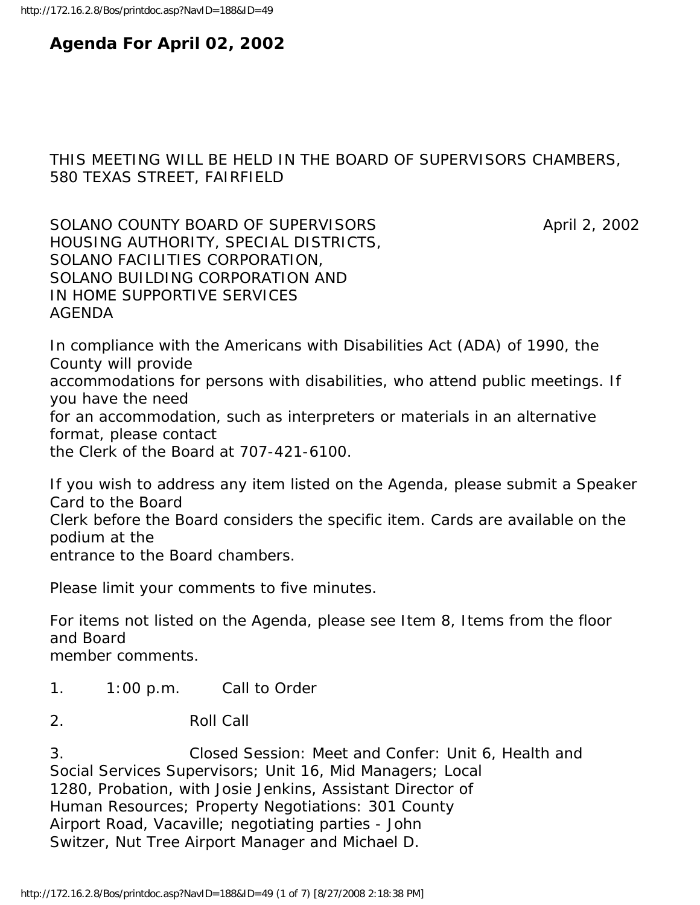# Agenda For April 02, 2002

THIS MEETING WILL BE HELD IN THE BOARD OF SUPERVISORS CHAMBERS, 580 TEXAS STREET, FAIRFIELD

SOLANO COUNTY BOARD OF SUPERVISORS April 2, 2002
HOUSING AUTHORITY, SPECIAL DISTRICTS,
SOLANO FACILITIES CORPORATION,
SOLANO BUILDING CORPORATION AND
IN HOME SUPPORTIVE SERVICES
AGENDA

In compliance with the Americans with Disabilities Act (ADA) of 1990, the County will provide accommodations for persons with disabilities, who attend public meetings. If you have the need for an accommodation, such as interpreters or materials in an alternative format, please contact the Clerk of the Board at 707-421-6100.

If you wish to address any item listed on the Agenda, please submit a Speaker Card to the Board Clerk before the Board considers the specific item. Cards are available on the podium at the entrance to the Board chambers.

Please limit your comments to five minutes.

For items not listed on the Agenda, please see Item 8, Items from the floor and Board member comments.

1. 1:00 p.m. Call to Order

2. Roll Call

3. Closed Session: Meet and Confer: Unit 6, Health and Social Services Supervisors; Unit 16, Mid Managers; Local 1280, Probation, with Josie Jenkins, Assistant Director of Human Resources; Property Negotiations: 301 County Airport Road, Vacaville; negotiating parties - John Switzer, Nut Tree Airport Manager and Michael D.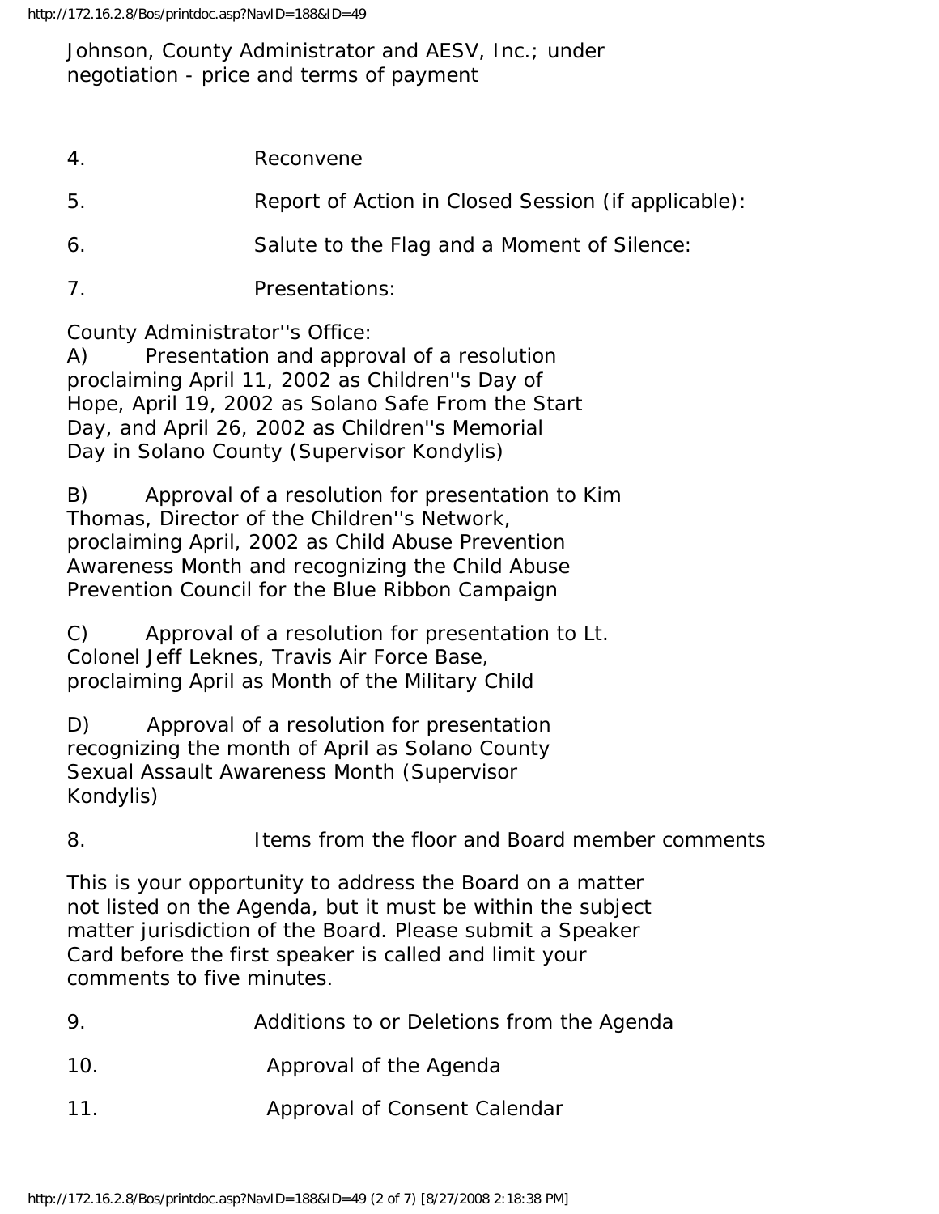Johnson, County Administrator and AESV, Inc.; under negotiation - price and terms of payment

4. Reconvene

5. Report of Action in Closed Session (if applicable):

6. Salute to the Flag and a Moment of Silence:

7. Presentations:

County Administrator''s Office:

A) Presentation and approval of a resolution proclaiming April 11, 2002 as Children''s Day of Hope, April 19, 2002 as Solano Safe From the Start Day, and April 26, 2002 as Children''s Memorial Day in Solano County (Supervisor Kondylis)

B) Approval of a resolution for presentation to Kim Thomas, Director of the Children''s Network, proclaiming April, 2002 as Child Abuse Prevention Awareness Month and recognizing the Child Abuse Prevention Council for the Blue Ribbon Campaign

C) Approval of a resolution for presentation to Lt. Colonel Jeff Leknes, Travis Air Force Base, proclaiming April as Month of the Military Child

D) Approval of a resolution for presentation recognizing the month of April as Solano County Sexual Assault Awareness Month (Supervisor Kondylis)

8. Items from the floor and Board member comments

This is your opportunity to address the Board on a matter not listed on the Agenda, but it must be within the subject matter jurisdiction of the Board. Please submit a Speaker Card before the first speaker is called and limit your comments to five minutes.

9. Additions to or Deletions from the Agenda

10. Approval of the Agenda

11. Approval of Consent Calendar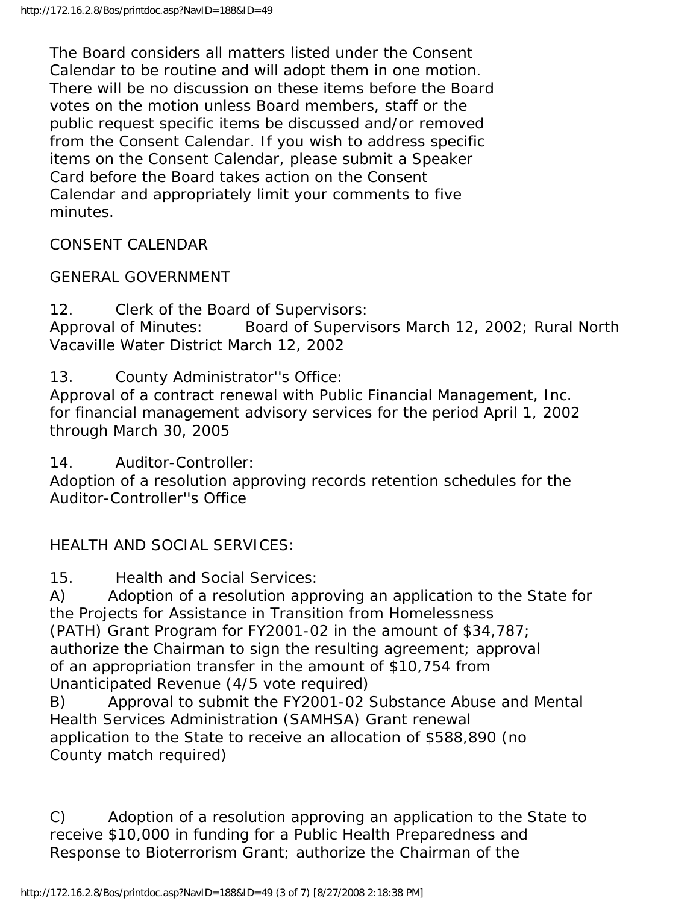The Board considers all matters listed under the Consent Calendar to be routine and will adopt them in one motion. There will be no discussion on these items before the Board votes on the motion unless Board members, staff or the public request specific items be discussed and/or removed from the Consent Calendar. If you wish to address specific items on the Consent Calendar, please submit a Speaker Card before the Board takes action on the Consent Calendar and appropriately limit your comments to five minutes.

CONSENT CALENDAR

GENERAL GOVERNMENT

12. Clerk of the Board of Supervisors:
Approval of Minutes: Board of Supervisors March 12, 2002; Rural North Vacaville Water District March 12, 2002

13. County Administrator''s Office:
Approval of a contract renewal with Public Financial Management, Inc. for financial management advisory services for the period April 1, 2002 through March 30, 2005

14. Auditor-Controller:
Adoption of a resolution approving records retention schedules for the Auditor-Controller''s Office

HEALTH AND SOCIAL SERVICES:

15. Health and Social Services:
A) Adoption of a resolution approving an application to the State for the Projects for Assistance in Transition from Homelessness (PATH) Grant Program for FY2001-02 in the amount of $34,787; authorize the Chairman to sign the resulting agreement; approval of an appropriation transfer in the amount of $10,754 from Unanticipated Revenue (4/5 vote required)
B) Approval to submit the FY2001-02 Substance Abuse and Mental Health Services Administration (SAMHSA) Grant renewal application to the State to receive an allocation of $588,890 (no County match required)

C) Adoption of a resolution approving an application to the State to receive $10,000 in funding for a Public Health Preparedness and Response to Bioterrorism Grant; authorize the Chairman of the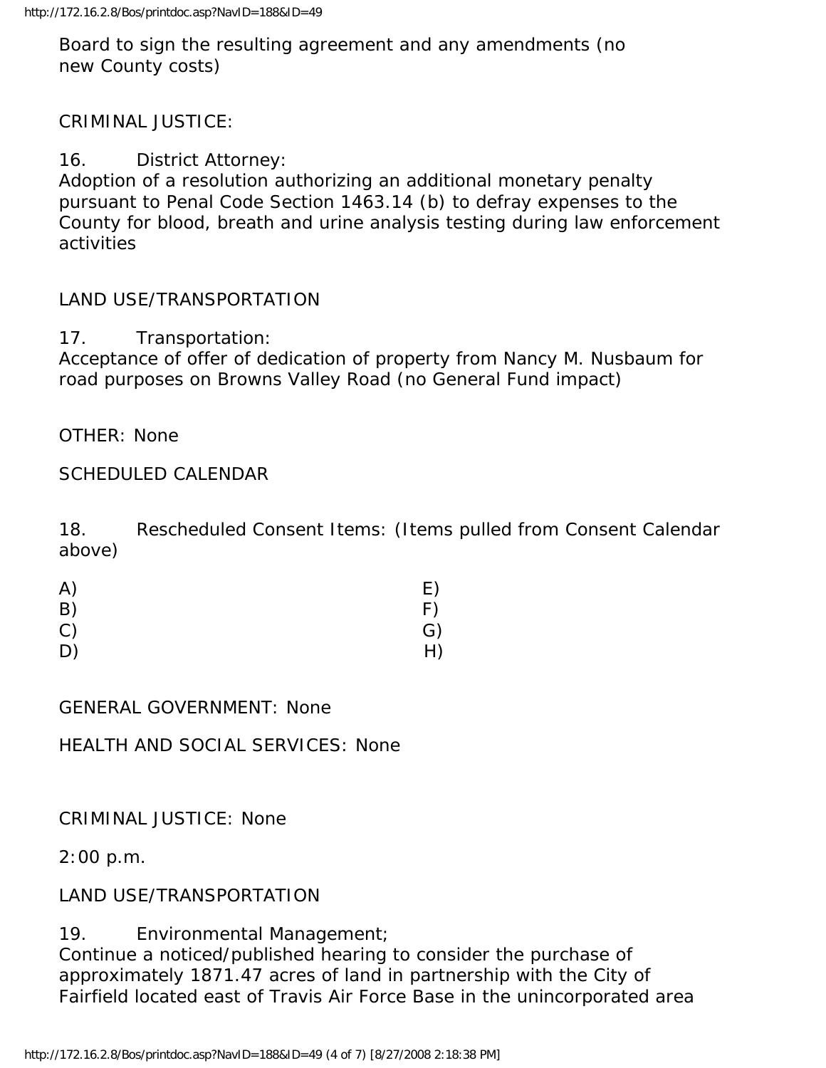Board to sign the resulting agreement and any amendments (no new County costs)

CRIMINAL JUSTICE:

16. District Attorney:
Adoption of a resolution authorizing an additional monetary penalty pursuant to Penal Code Section 1463.14 (b) to defray expenses to the County for blood, breath and urine analysis testing during law enforcement activities

LAND USE/TRANSPORTATION

17. Transportation:
Acceptance of offer of dedication of property from Nancy M. Nusbaum for road purposes on Browns Valley Road (no General Fund impact)

OTHER: None

SCHEDULED CALENDAR

18. Rescheduled Consent Items: (Items pulled from Consent Calendar above)

| | |
|---|---|
| A) | E) |
| B) | F) |
| C) | G) |
| D) | H) |

GENERAL GOVERNMENT: None

HEALTH AND SOCIAL SERVICES: None

CRIMINAL JUSTICE: None

2:00 p.m.

LAND USE/TRANSPORTATION

19. Environmental Management;
Continue a noticed/published hearing to consider the purchase of approximately 1871.47 acres of land in partnership with the City of Fairfield located east of Travis Air Force Base in the unincorporated area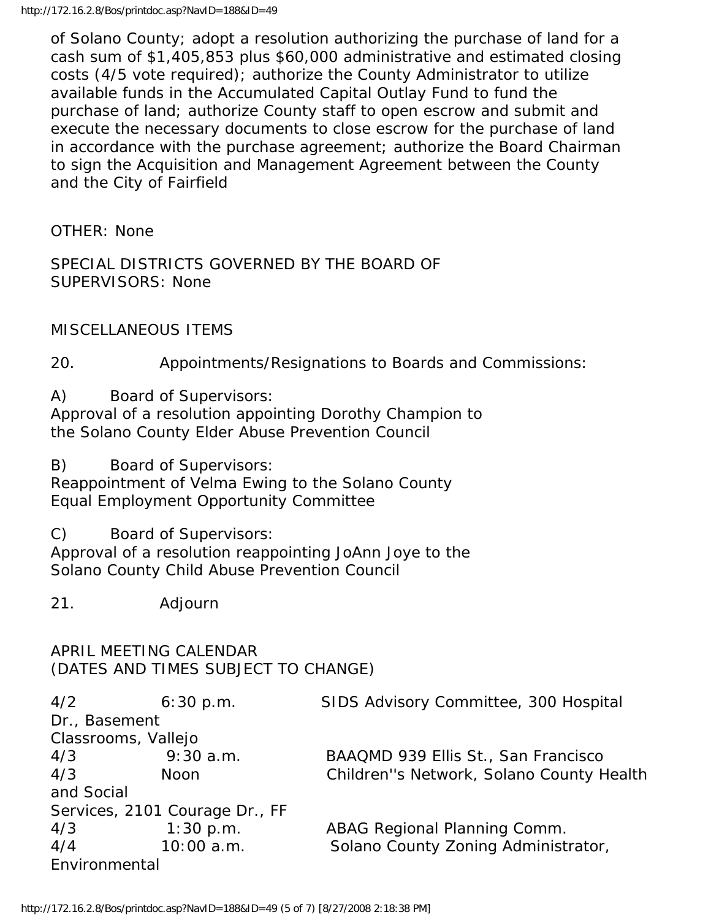of Solano County; adopt a resolution authorizing the purchase of land for a cash sum of $1,405,853 plus $60,000 administrative and estimated closing costs (4/5 vote required); authorize the County Administrator to utilize available funds in the Accumulated Capital Outlay Fund to fund the purchase of land; authorize County staff to open escrow and submit and execute the necessary documents to close escrow for the purchase of land in accordance with the purchase agreement; authorize the Board Chairman to sign the Acquisition and Management Agreement between the County and the City of Fairfield

OTHER: None

SPECIAL DISTRICTS GOVERNED BY THE BOARD OF SUPERVISORS: None

MISCELLANEOUS ITEMS

20. Appointments/Resignations to Boards and Commissions:

A) Board of Supervisors:
Approval of a resolution appointing Dorothy Champion to the Solano County Elder Abuse Prevention Council

B) Board of Supervisors:
Reappointment of Velma Ewing to the Solano County Equal Employment Opportunity Committee

C) Board of Supervisors:
Approval of a resolution reappointing JoAnn Joye to the Solano County Child Abuse Prevention Council

21. Adjourn

APRIL MEETING CALENDAR
(DATES AND TIMES SUBJECT TO CHANGE)

4/2 6:30 p.m. SIDS Advisory Committee, 300 Hospital Dr., Basement Classrooms, Vallejo
4/3 9:30 a.m. BAAQMD 939 Ellis St., San Francisco
4/3 Noon Children''s Network, Solano County Health and Social Services, 2101 Courage Dr., FF
4/3 1:30 p.m. ABAG Regional Planning Comm.
4/4 10:00 a.m. Solano County Zoning Administrator, Environmental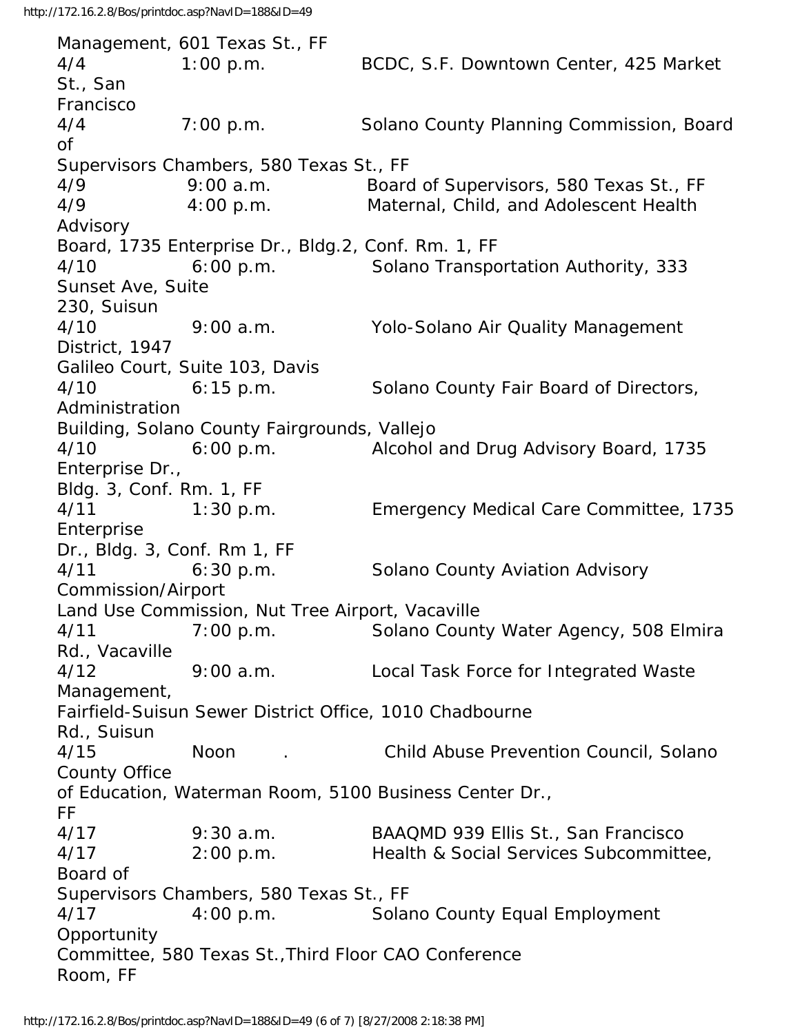Management, 601 Texas St., FF

| | | |
|---|---|---|
| 4/4 | 1:00 p.m. | BCDC, S.F. Downtown Center, 425 Market St., San Francisco |
| 4/4 | 7:00 p.m. | Solano County Planning Commission, Board of Supervisors Chambers, 580 Texas St., FF |
| 4/9 | 9:00 a.m. | Board of Supervisors, 580 Texas St., FF |
| 4/9 | 4:00 p.m. | Maternal, Child, and Adolescent Health Advisory Board, 1735 Enterprise Dr., Bldg.2, Conf. Rm. 1, FF |
| 4/10 | 6:00 p.m. | Solano Transportation Authority, 333 Sunset Ave, Suite 230, Suisun |
| 4/10 | 9:00 a.m. | Yolo-Solano Air Quality Management District, 1947 Galileo Court, Suite 103, Davis |
| 4/10 | 6:15 p.m. | Solano County Fair Board of Directors, Administration Building, Solano County Fairgrounds, Vallejo |
| 4/10 | 6:00 p.m. | Alcohol and Drug Advisory Board, 1735 Enterprise Dr., Bldg. 3, Conf. Rm. 1, FF |
| 4/11 | 1:30 p.m. | Emergency Medical Care Committee, 1735 Enterprise Dr., Bldg. 3, Conf. Rm 1, FF |
| 4/11 | 6:30 p.m. | Solano County Aviation Advisory Commission/Airport Land Use Commission, Nut Tree Airport, Vacaville |
| 4/11 | 7:00 p.m. | Solano County Water Agency, 508 Elmira Rd., Vacaville |
| 4/12 | 9:00 a.m. | Local Task Force for Integrated Waste Management, Fairfield-Suisun Sewer District Office, 1010 Chadbourne Rd., Suisun |
| 4/15 | Noon . | Child Abuse Prevention Council, Solano County Office of Education, Waterman Room, 5100 Business Center Dr., FF |
| 4/17 | 9:30 a.m. | BAAQMD 939 Ellis St., San Francisco |
| 4/17 | 2:00 p.m. | Health & Social Services Subcommittee, Board of Supervisors Chambers, 580 Texas St., FF |
| 4/17 | 4:00 p.m. | Solano County Equal Employment Opportunity Committee, 580 Texas St.,Third Floor CAO Conference Room, FF |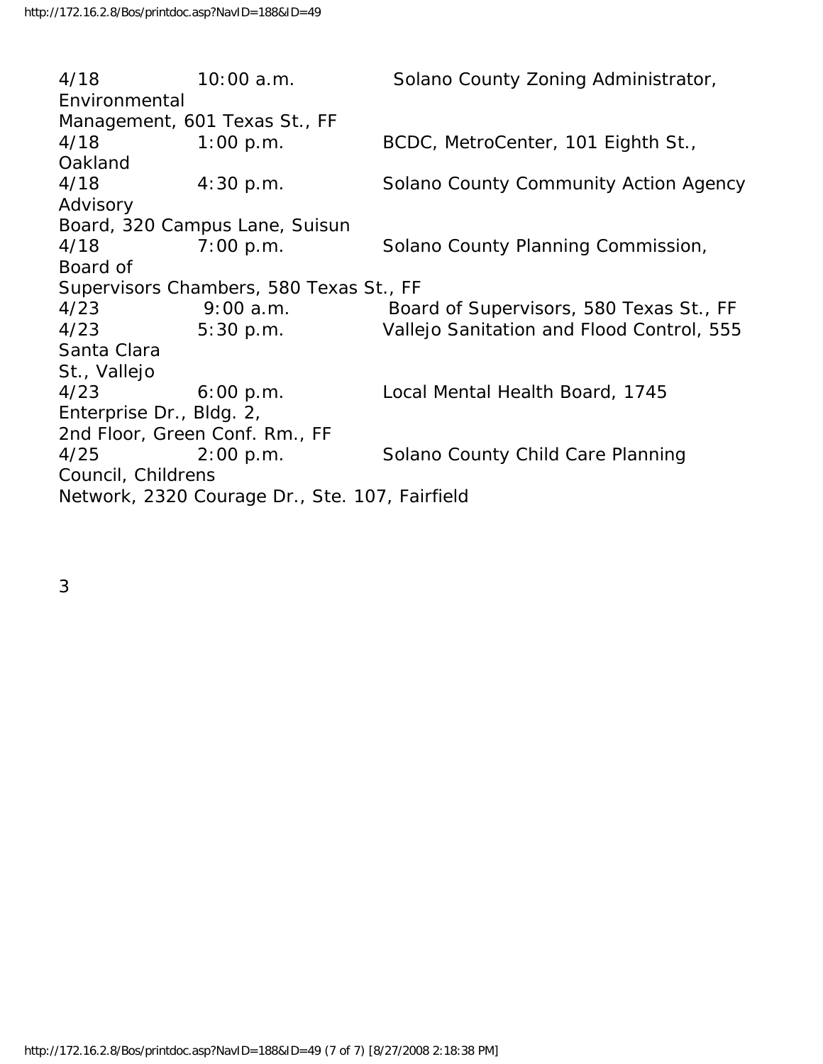| | | |
|---|---|---|
| 4/18 | 10:00 a.m. | Solano County Zoning Administrator, Environmental Management, 601 Texas St., FF |
| 4/18 | 1:00 p.m. | BCDC, MetroCenter, 101 Eighth St., Oakland |
| 4/18 | 4:30 p.m. | Solano County Community Action Agency Advisory Board, 320 Campus Lane, Suisun |
| 4/18 | 7:00 p.m. | Solano County Planning Commission, Board of Supervisors Chambers, 580 Texas St., FF |
| 4/23 | 9:00 a.m. | Board of Supervisors, 580 Texas St., FF |
| 4/23 | 5:30 p.m. | Vallejo Sanitation and Flood Control, 555 Santa Clara St., Vallejo |
| 4/23 | 6:00 p.m. | Local Mental Health Board, 1745 Enterprise Dr., Bldg. 2, 2nd Floor, Green Conf. Rm., FF |
| 4/25 | 2:00 p.m. | Solano County Child Care Planning Council, Childrens Network, 2320 Courage Dr., Ste. 107, Fairfield |